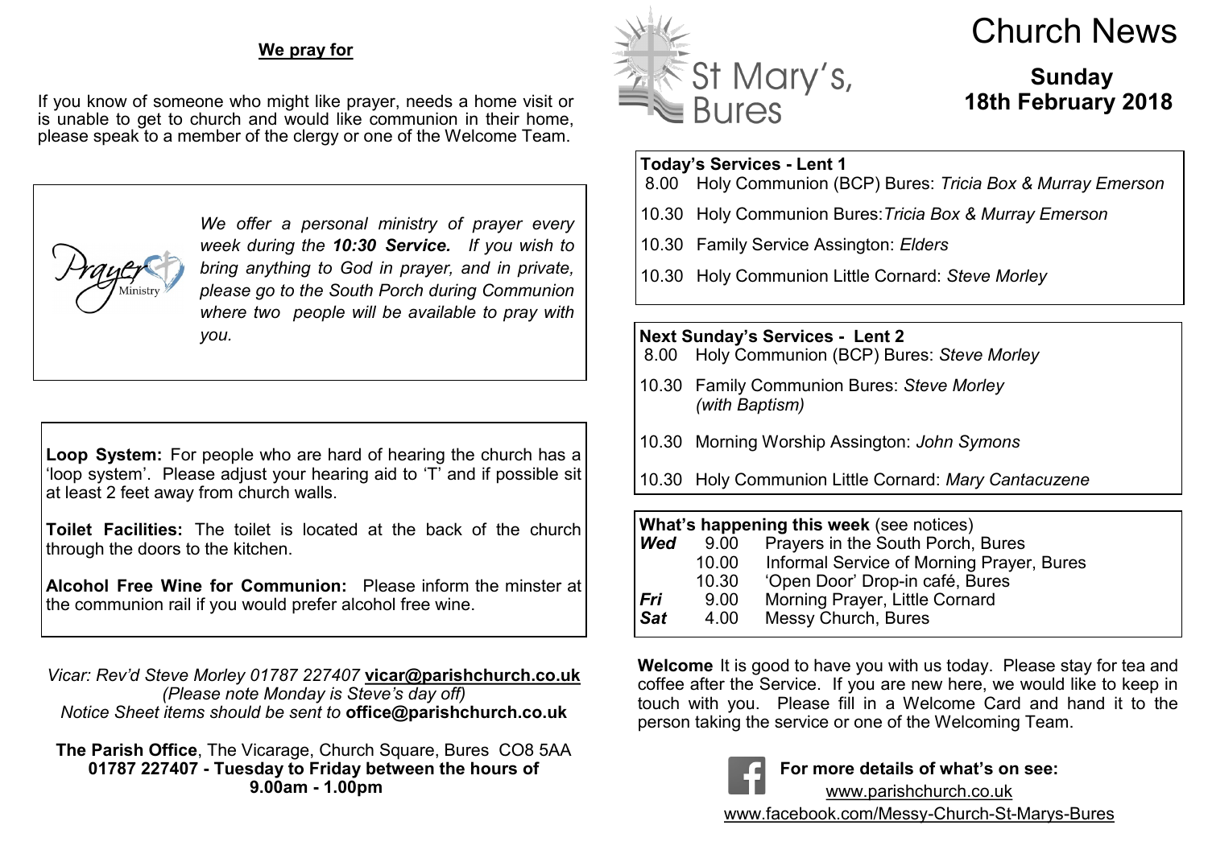# Church News

## St Mary's, Bures

**Sunday**
**18th February 2018**

**Today's Services - Lent 1**

8.00 Holy Communion (BCP) Bures: *Tricia Box & Murray Emerson*

10.30 Holy Communion Bures: *Tricia Box & Murray Emerson*

10.30 Family Service Assington: *Elders*

10.30 Holy Communion Little Cornard: *Steve Morley*

**Next Sunday's Services - Lent 2**

8.00 Holy Communion (BCP) Bures: *Steve Morley*

10.30 Family Communion Bures: *Steve Morley*
*(with Baptism)*

10.30 Morning Worship Assington: *John Symons*

10.30 Holy Communion Little Cornard: *Mary Cantacuzene*

**What's happening this week** (see notices)

| | | |
|---|---|---|
| ***Wed*** | 9.00 | Prayers in the South Porch, Bures |
| | 10.00 | Informal Service of Morning Prayer, Bures |
| | 10.30 | 'Open Door' Drop-in café, Bures |
| ***Fri*** | 9.00 | Morning Prayer, Little Cornard |
| ***Sat*** | 4.00 | Messy Church, Bures |

**Welcome** It is good to have you with us today. Please stay for tea and coffee after the Service. If you are new here, we would like to keep in touch with you. Please fill in a Welcome Card and hand it to the person taking the service or one of the Welcoming Team.

**For more details of what's on see:**
www.parishchurch.co.uk
www.facebook.com/Messy-Church-St-Marys-Bures

**We pray for**

If you know of someone who might like prayer, needs a home visit or is unable to get to church and would like communion in their home, please speak to a member of the clergy or one of the Welcome Team.

Prayer Ministry

*We offer a personal ministry of prayer every week during the **10:30 Service.** If you wish to bring anything to God in prayer, and in private, please go to the South Porch during Communion where two people will be available to pray with you.*

**Loop System:** For people who are hard of hearing the church has a 'loop system'. Please adjust your hearing aid to 'T' and if possible sit at least 2 feet away from church walls.

**Toilet Facilities:** The toilet is located at the back of the church through the doors to the kitchen.

**Alcohol Free Wine for Communion:** Please inform the minster at the communion rail if you would prefer alcohol free wine.

*Vicar: Rev'd Steve Morley 01787 227407* **vicar@parishchurch.co.uk**
*(Please note Monday is Steve's day off)*
*Notice Sheet items should be sent to* **office@parishchurch.co.uk**

**The Parish Office**, The Vicarage, Church Square, Bures CO8 5AA
**01787 227407 - Tuesday to Friday between the hours of 9.00am - 1.00pm**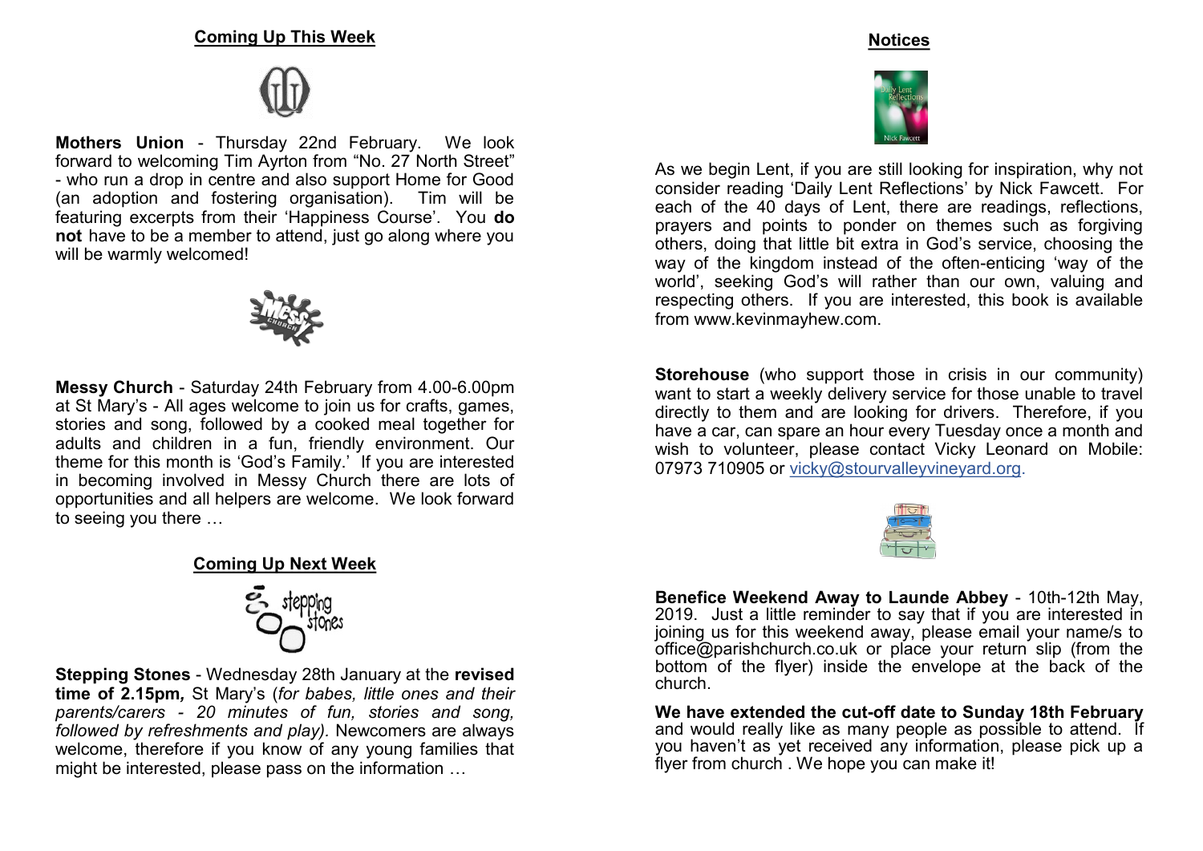## Coming Up This Week

**Mothers Union** - Thursday 22nd February. We look forward to welcoming Tim Ayrton from "No. 27 North Street" - who run a drop in centre and also support Home for Good (an adoption and fostering organisation). Tim will be featuring excerpts from their 'Happiness Course'. You **do not** have to be a member to attend, just go along where you will be warmly welcomed!

**Messy Church** - Saturday 24th February from 4.00-6.00pm at St Mary's - All ages welcome to join us for crafts, games, stories and song, followed by a cooked meal together for adults and children in a fun, friendly environment. Our theme for this month is 'God's Family.' If you are interested in becoming involved in Messy Church there are lots of opportunities and all helpers are welcome. We look forward to seeing you there …

## Coming Up Next Week

**Stepping Stones** - Wednesday 28th January at the **revised time of 2.15pm,** St Mary's (*for babes, little ones and their parents/carers - 20 minutes of fun, stories and song, followed by refreshments and play).* Newcomers are always welcome, therefore if you know of any young families that might be interested, please pass on the information …

## Notices

As we begin Lent, if you are still looking for inspiration, why not consider reading 'Daily Lent Reflections' by Nick Fawcett. For each of the 40 days of Lent, there are readings, reflections, prayers and points to ponder on themes such as forgiving others, doing that little bit extra in God's service, choosing the way of the kingdom instead of the often-enticing 'way of the world', seeking God's will rather than our own, valuing and respecting others. If you are interested, this book is available from www.kevinmayhew.com.

**Storehouse** (who support those in crisis in our community) want to start a weekly delivery service for those unable to travel directly to them and are looking for drivers. Therefore, if you have a car, can spare an hour every Tuesday once a month and wish to volunteer, please contact Vicky Leonard on Mobile: 07973 710905 or vicky@stourvalleyvineyard.org.

**Benefice Weekend Away to Launde Abbey** - 10th-12th May, 2019. Just a little reminder to say that if you are interested in joining us for this weekend away, please email your name/s to office@parishchurch.co.uk or place your return slip (from the bottom of the flyer) inside the envelope at the back of the church.

**We have extended the cut-off date to Sunday 18th February** and would really like as many people as possible to attend. If you haven't as yet received any information, please pick up a flyer from church . We hope you can make it!